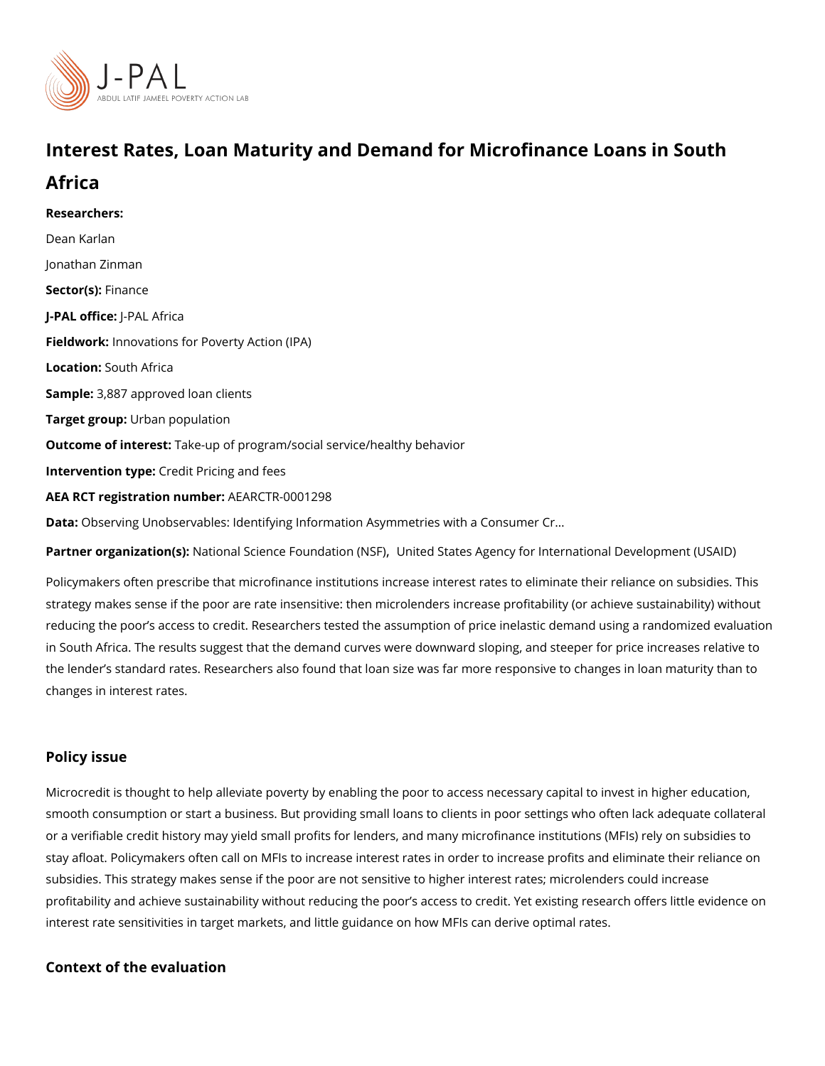# Interest Rates, Loan Maturity and Demand for Microfinance Loans in South Africa

**Researchers:**

Dean Karlan

Jonathan Zinman

**Sector(s):** Finance

**J-PAL office:** J-PAL Africa

**Fieldwork:** Innovations for Poverty Action (IPA)

**Location:** South Africa

**Sample:** 3,887 approved loan clients

**Target group:** Urban population

**Outcome of interest:** Take-up of program/social service/healthy behavior

**Intervention type:** Credit Pricing and fees

**AEA RCT registration number:** AEARCTR-0001298

**Data:** Observing Unobservables: Identifying Information Asymmetries with a Consumer Cr...

**Partner organization(s):** National Science Foundation (NSF), United States Agency for International Development (USAID)

Policymakers often prescribe that microfinance institutions increase interest rates to eliminate their reliance on subsidies. This strategy makes sense if the poor are rate insensitive: then microlenders increase profitability (or achieve sustainability) without reducing the poor's access to credit. Researchers tested the assumption of price inelastic demand using a randomized evaluation in South Africa. The results suggest that the demand curves were downward sloping, and steeper for price increases relative to the lender's standard rates. Researchers also found that loan size was far more responsive to changes in loan maturity than to changes in interest rates.

## Policy issue

Microcredit is thought to help alleviate poverty by enabling the poor to access necessary capital to invest in higher education, smooth consumption or start a business. But providing small loans to clients in poor settings who often lack adequate collateral or a verifiable credit history may yield small profits for lenders, and many microfinance institutions (MFIs) rely on subsidies to stay afloat. Policymakers often call on MFIs to increase interest rates in order to increase profits and eliminate their reliance on subsidies. This strategy makes sense if the poor are not sensitive to higher interest rates; microlenders could increase profitability and achieve sustainability without reducing the poor's access to credit. Yet existing research offers little evidence on interest rate sensitivities in target markets, and little guidance on how MFIs can derive optimal rates.

## Context of the evaluation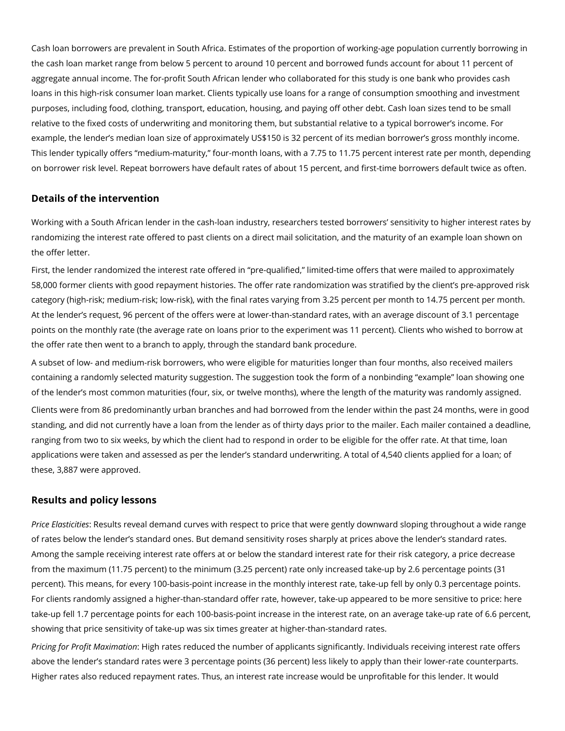Cash loan borrowers are prevalent in South Africa. Estimates of the proportion of working-age population currently borrowing in the cash loan market range from below 5 percent to around 10 percent and borrowed funds account for about 11 percent of aggregate annual income. The for-profit South African lender who collaborated for this study is one bank who provides cash loans in this high-risk consumer loan market. Clients typically use loans for a range of consumption smoothing and investment purposes, including food, clothing, transport, education, housing, and paying off other debt. Cash loan sizes tend to be small relative to the fixed costs of underwriting and monitoring them, but substantial relative to a typical borrower's income. For example, the lender's median loan size of approximately US$150 is 32 percent of its median borrower's gross monthly income. This lender typically offers "medium-maturity," four-month loans, with a 7.75 to 11.75 percent interest rate per month, depending on borrower risk level. Repeat borrowers have default rates of about 15 percent, and first-time borrowers default twice as often.

## Details of the intervention

Working with a South African lender in the cash-loan industry, researchers tested borrowers' sensitivity to higher interest rates by randomizing the interest rate offered to past clients on a direct mail solicitation, and the maturity of an example loan shown on the offer letter.

First, the lender randomized the interest rate offered in "pre-qualified," limited-time offers that were mailed to approximately 58,000 former clients with good repayment histories. The offer rate randomization was stratified by the client's pre-approved risk category (high-risk; medium-risk; low-risk), with the final rates varying from 3.25 percent per month to 14.75 percent per month. At the lender's request, 96 percent of the offers were at lower-than-standard rates, with an average discount of 3.1 percentage points on the monthly rate (the average rate on loans prior to the experiment was 11 percent). Clients who wished to borrow at the offer rate then went to a branch to apply, through the standard bank procedure.

A subset of low- and medium-risk borrowers, who were eligible for maturities longer than four months, also received mailers containing a randomly selected maturity suggestion. The suggestion took the form of a nonbinding "example" loan showing one of the lender's most common maturities (four, six, or twelve months), where the length of the maturity was randomly assigned.

Clients were from 86 predominantly urban branches and had borrowed from the lender within the past 24 months, were in good standing, and did not currently have a loan from the lender as of thirty days prior to the mailer. Each mailer contained a deadline, ranging from two to six weeks, by which the client had to respond in order to be eligible for the offer rate. At that time, loan applications were taken and assessed as per the lender's standard underwriting. A total of 4,540 clients applied for a loan; of these, 3,887 were approved.

## Results and policy lessons

*Price Elasticities*: Results reveal demand curves with respect to price that were gently downward sloping throughout a wide range of rates below the lender's standard ones. But demand sensitivity roses sharply at prices above the lender's standard rates. Among the sample receiving interest rate offers at or below the standard interest rate for their risk category, a price decrease from the maximum (11.75 percent) to the minimum (3.25 percent) rate only increased take-up by 2.6 percentage points (31 percent). This means, for every 100-basis-point increase in the monthly interest rate, take-up fell by only 0.3 percentage points. For clients randomly assigned a higher-than-standard offer rate, however, take-up appeared to be more sensitive to price: here take-up fell 1.7 percentage points for each 100-basis-point increase in the interest rate, on an average take-up rate of 6.6 percent, showing that price sensitivity of take-up was six times greater at higher-than-standard rates.

*Pricing for Profit Maximation*: High rates reduced the number of applicants significantly. Individuals receiving interest rate offers above the lender's standard rates were 3 percentage points (36 percent) less likely to apply than their lower-rate counterparts. Higher rates also reduced repayment rates. Thus, an interest rate increase would be unprofitable for this lender. It would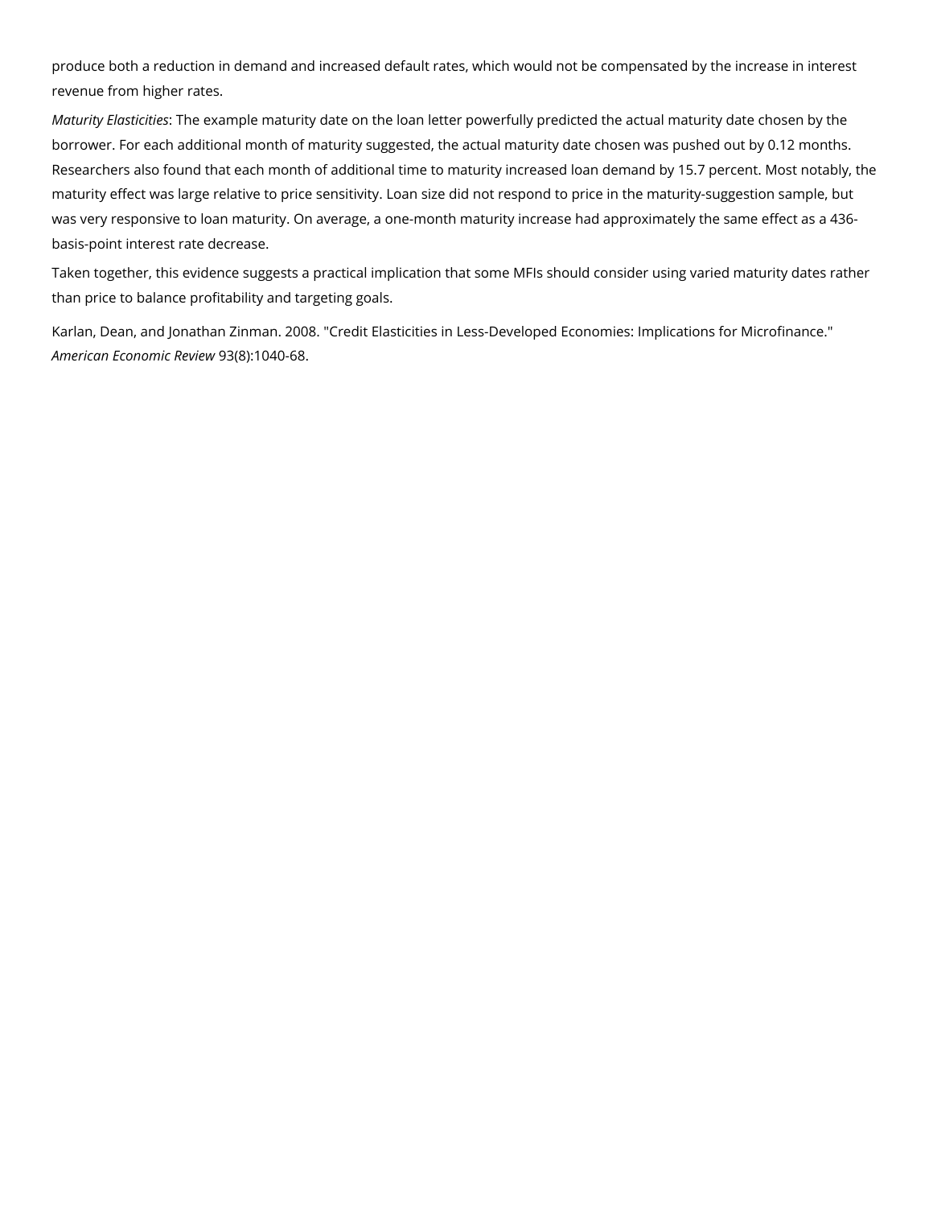produce both a reduction in demand and increased default rates, which would not be compensated by the increase in interest revenue from higher rates.

*Maturity Elasticities*: The example maturity date on the loan letter powerfully predicted the actual maturity date chosen by the borrower. For each additional month of maturity suggested, the actual maturity date chosen was pushed out by 0.12 months. Researchers also found that each month of additional time to maturity increased loan demand by 15.7 percent. Most notably, the maturity effect was large relative to price sensitivity. Loan size did not respond to price in the maturity-suggestion sample, but was very responsive to loan maturity. On average, a one-month maturity increase had approximately the same effect as a 436-basis-point interest rate decrease.

Taken together, this evidence suggests a practical implication that some MFIs should consider using varied maturity dates rather than price to balance profitability and targeting goals.

Karlan, Dean, and Jonathan Zinman. 2008. "Credit Elasticities in Less-Developed Economies: Implications for Microfinance." *American Economic Review* 93(8):1040-68.